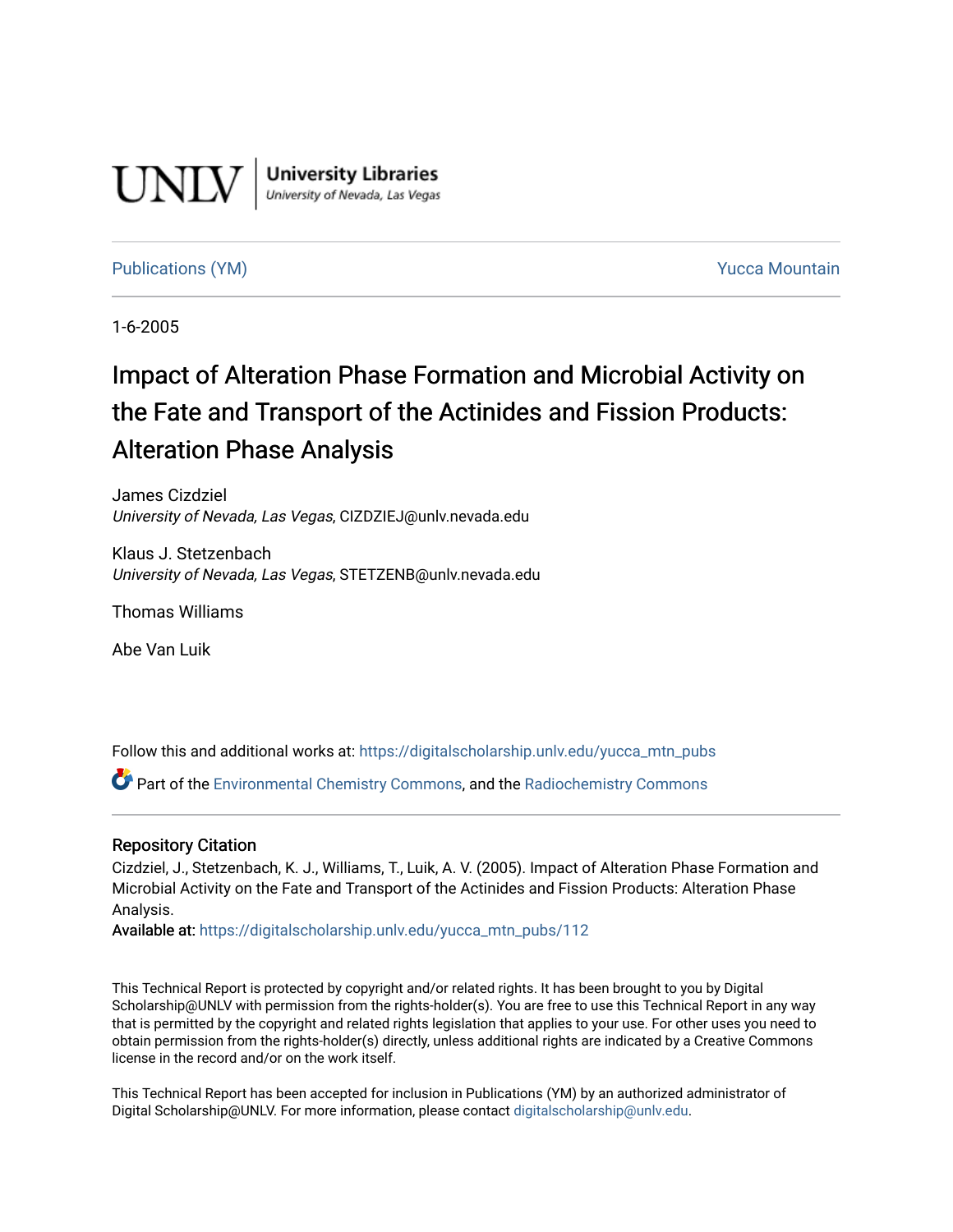UNLV | University Libraries
University of Nevada, Las Vegas

Publications (YM) Yucca Mountain

1-6-2005

# Impact of Alteration Phase Formation and Microbial Activity on the Fate and Transport of the Actinides and Fission Products: Alteration Phase Analysis

James Cizdziel
*University of Nevada, Las Vegas*, CIZDZIEJ@unlv.nevada.edu

Klaus J. Stetzenbach
*University of Nevada, Las Vegas*, STETZENB@unlv.nevada.edu

Thomas Williams

Abe Van Luik

Follow this and additional works at: https://digitalscholarship.unlv.edu/yucca_mtn_pubs

Part of the Environmental Chemistry Commons, and the Radiochemistry Commons

### Repository Citation

Cizdziel, J., Stetzenbach, K. J., Williams, T., Luik, A. V. (2005). Impact of Alteration Phase Formation and Microbial Activity on the Fate and Transport of the Actinides and Fission Products: Alteration Phase Analysis.
**Available at:** https://digitalscholarship.unlv.edu/yucca_mtn_pubs/112

This Technical Report is protected by copyright and/or related rights. It has been brought to you by Digital Scholarship@UNLV with permission from the rights-holder(s). You are free to use this Technical Report in any way that is permitted by the copyright and related rights legislation that applies to your use. For other uses you need to obtain permission from the rights-holder(s) directly, unless additional rights are indicated by a Creative Commons license in the record and/or on the work itself.

This Technical Report has been accepted for inclusion in Publications (YM) by an authorized administrator of Digital Scholarship@UNLV. For more information, please contact digitalscholarship@unlv.edu.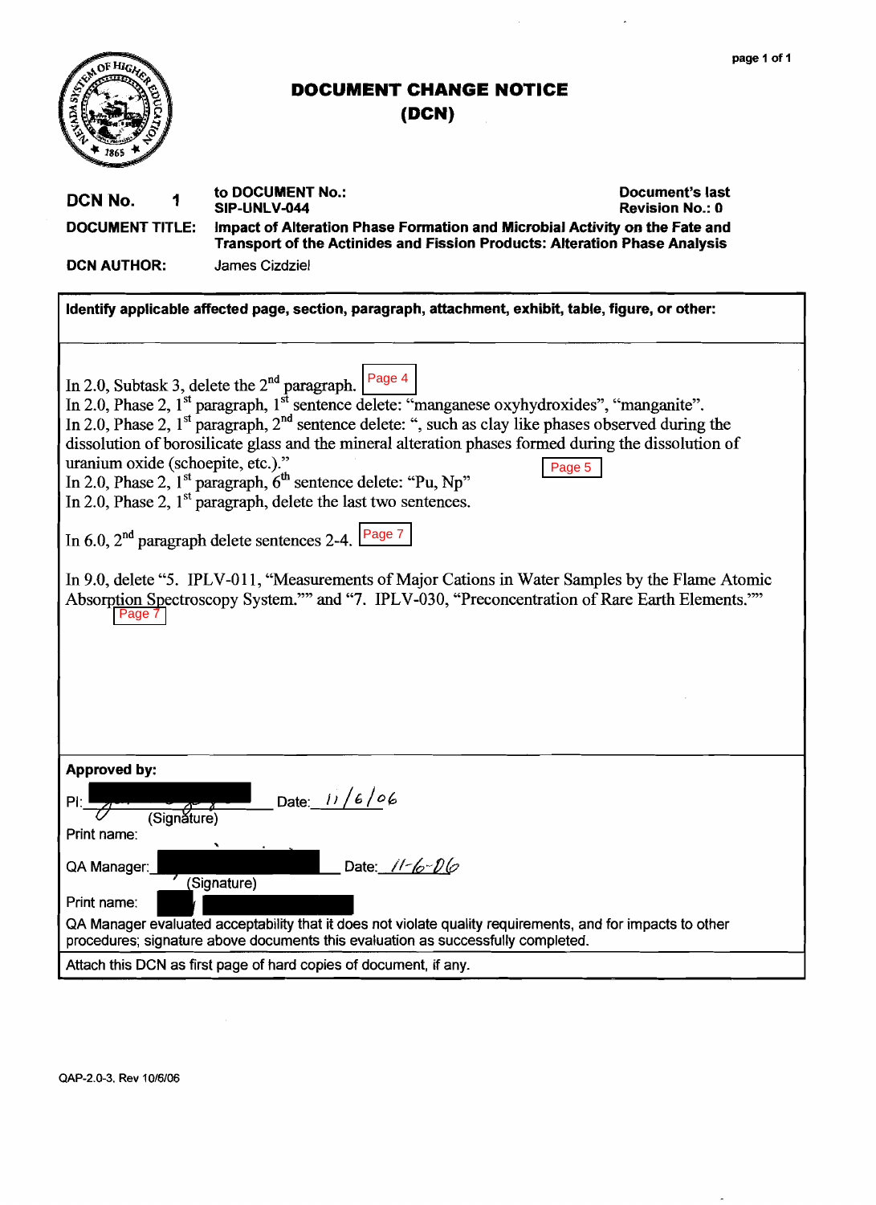# DOCUMENT CHANGE NOTICE (DCN)

**DCN No.** 1

**to DOCUMENT No.:** SIP-UNLV-044

**Document's last Revision No.:** 0

**DOCUMENT TITLE:** **Impact of Alteration Phase Formation and Microbial Activity on the Fate and Transport of the Actinides and Fission Products: Alteration Phase Analysis**

**DCN AUTHOR:** James Cizdziel

**Identify applicable affected page, section, paragraph, attachment, exhibit, table, figure, or other:**

In 2.0, Subtask 3, delete the 2nd paragraph. Page 4

In 2.0, Phase 2, 1st paragraph, 1st sentence delete: "manganese oxyhydroxides", "manganite".

In 2.0, Phase 2, 1st paragraph, 2nd sentence delete: ", such as clay like phases observed during the dissolution of borosilicate glass and the mineral alteration phases formed during the dissolution of uranium oxide (schoepite, etc.)." Page 5

In 2.0, Phase 2, 1st paragraph, 6th sentence delete: "Pu, Np"

In 2.0, Phase 2, 1st paragraph, delete the last two sentences.

In 6.0, 2nd paragraph delete sentences 2-4. Page 7

In 9.0, delete "5. IPLV-011, "Measurements of Major Cations in Water Samples by the Flame Atomic Absorption Spectroscopy System."" and "7. IPLV-030, "Preconcentration of Rare Earth Elements."" Page 7

**Approved by:**

PI: ______________ (Signature) Date: 11/6/06

Print name:

QA Manager: ______________ (Signature) Date: 11-6-06

Print name:

QA Manager evaluated acceptability that it does not violate quality requirements, and for impacts to other procedures; signature above documents this evaluation as successfully completed.

Attach this DCN as first page of hard copies of document, if any.

QAP-2.0-3, Rev 10/6/06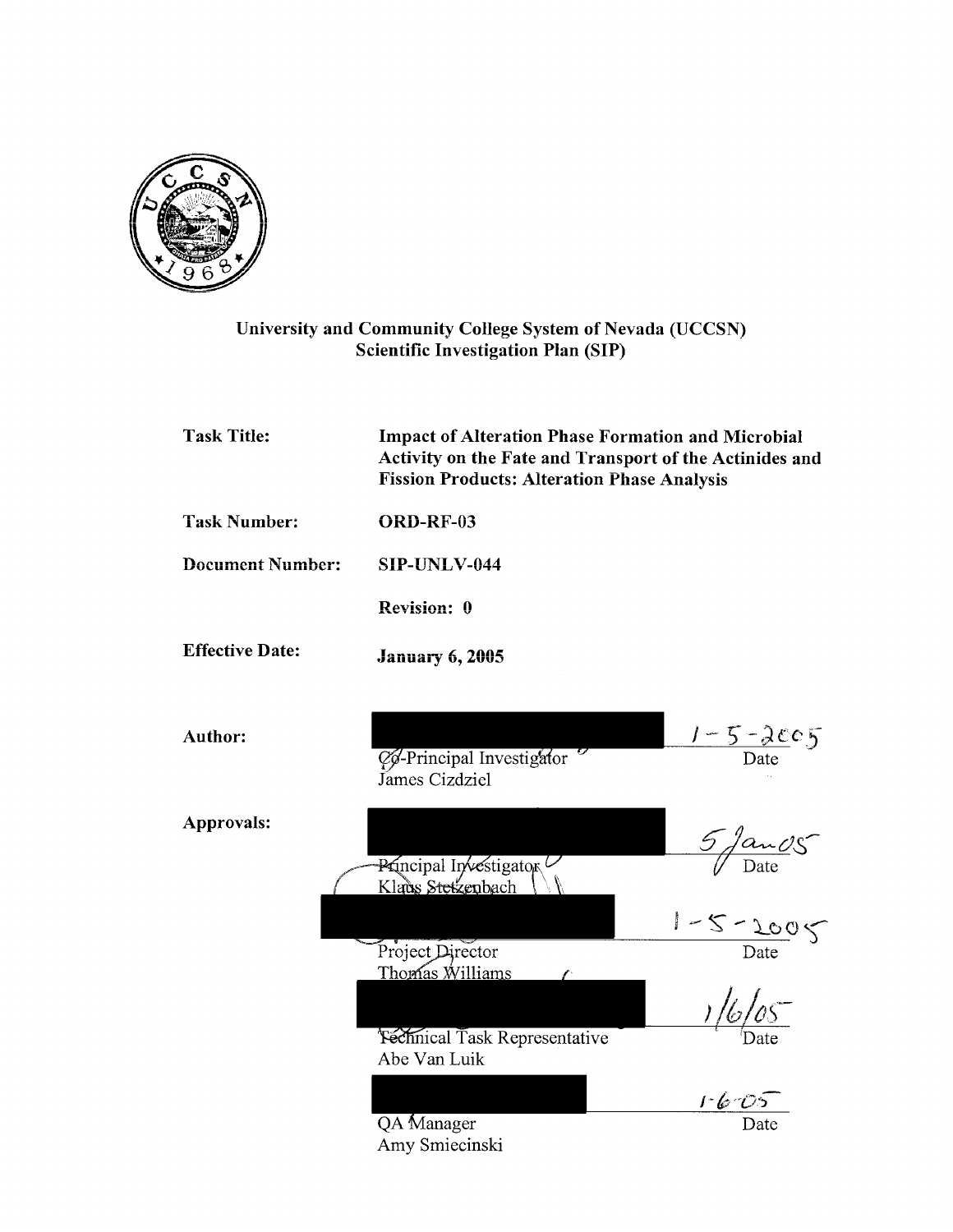**University and Community College System of Nevada (UCCSN)**
**Scientific Investigation Plan (SIP)**

| | |
|---|---|
| **Task Title:** | **Impact of Alteration Phase Formation and Microbial Activity on the Fate and Transport of the Actinides and Fission Products: Alteration Phase Analysis** |
| **Task Number:** | **ORD-RF-03** |
| **Document Number:** | **SIP-UNLV-044** |
| | **Revision: 0** |
| **Effective Date:** | **January 6, 2005** |

**Author:**

Co-Principal Investigator
James Cizdziel

Date: 1-5-2005

**Approvals:**

Principal Investigator
Klaus Stetzenbach

Date: 5 Jan 05

Project Director
Thomas Williams

Date: 1-5-2005

Technical Task Representative
Abe Van Luik

Date: 1/6/05

QA Manager
Amy Smiecinski

Date: 1-6-05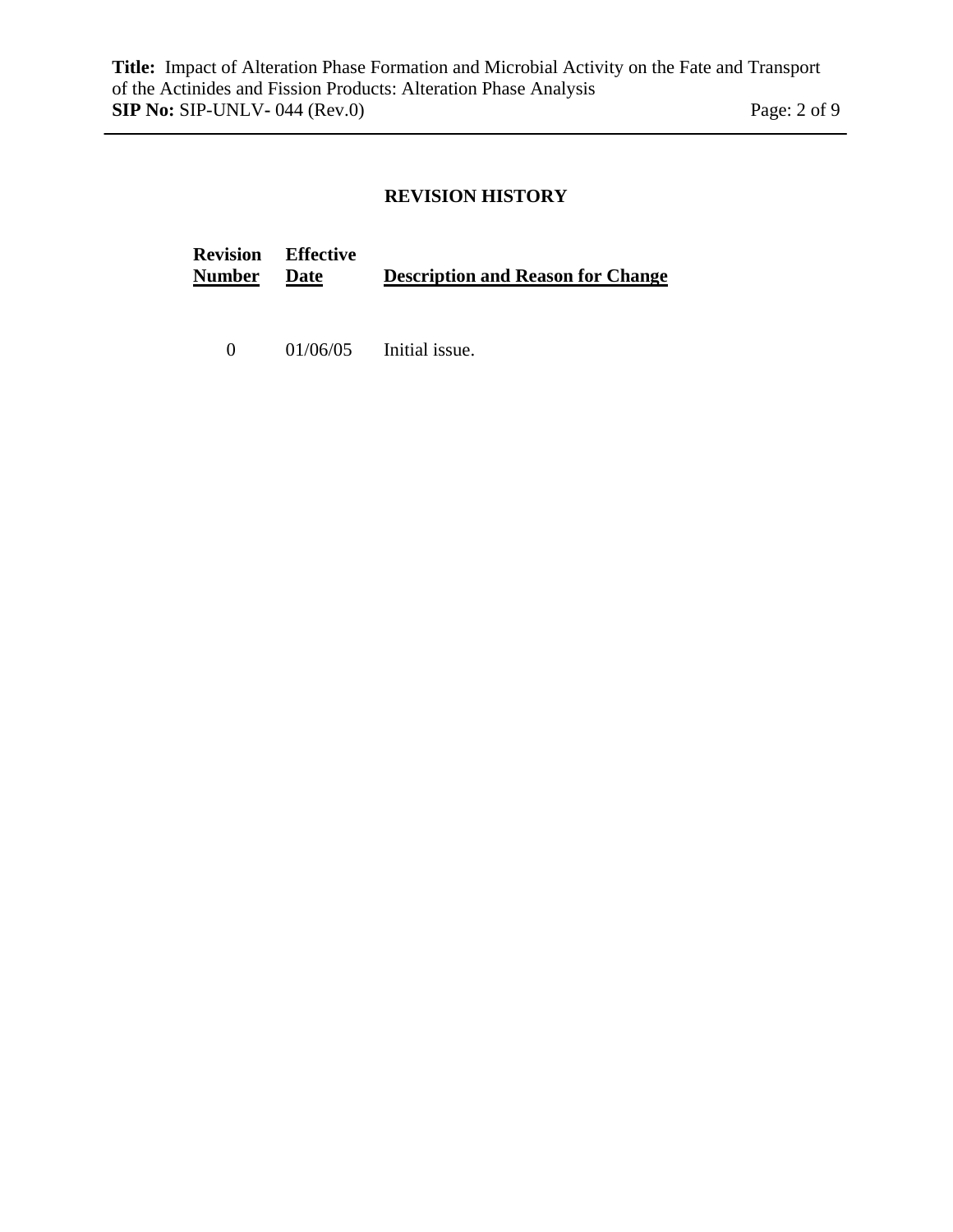## REVISION HISTORY

| Revision Number | Effective Date | Description and Reason for Change |
|---|---|---|
| 0 | 01/06/05 | Initial issue. |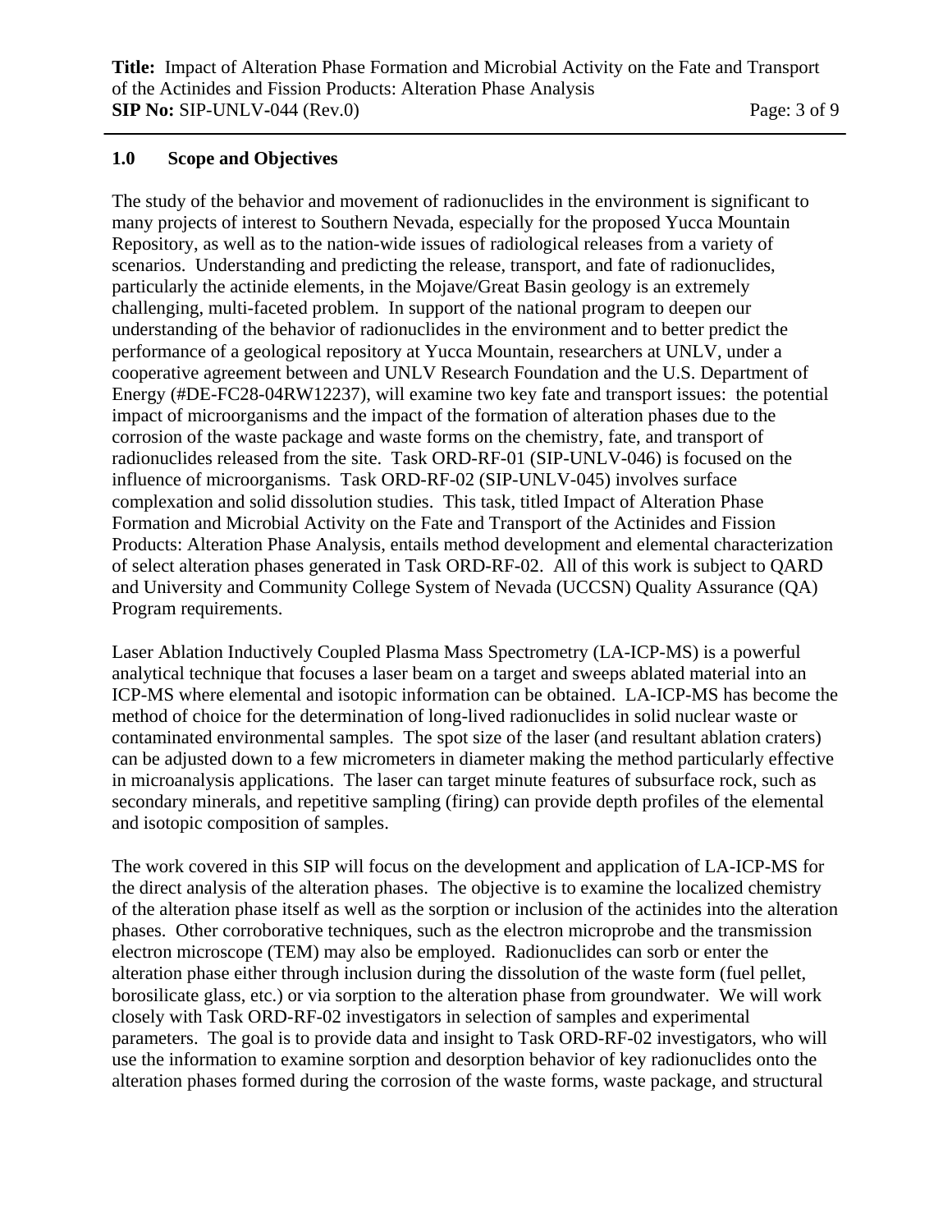## 1.0 Scope and Objectives

The study of the behavior and movement of radionuclides in the environment is significant to many projects of interest to Southern Nevada, especially for the proposed Yucca Mountain Repository, as well as to the nation-wide issues of radiological releases from a variety of scenarios. Understanding and predicting the release, transport, and fate of radionuclides, particularly the actinide elements, in the Mojave/Great Basin geology is an extremely challenging, multi-faceted problem. In support of the national program to deepen our understanding of the behavior of radionuclides in the environment and to better predict the performance of a geological repository at Yucca Mountain, researchers at UNLV, under a cooperative agreement between and UNLV Research Foundation and the U.S. Department of Energy (#DE-FC28-04RW12237), will examine two key fate and transport issues: the potential impact of microorganisms and the impact of the formation of alteration phases due to the corrosion of the waste package and waste forms on the chemistry, fate, and transport of radionuclides released from the site. Task ORD-RF-01 (SIP-UNLV-046) is focused on the influence of microorganisms. Task ORD-RF-02 (SIP-UNLV-045) involves surface complexation and solid dissolution studies. This task, titled Impact of Alteration Phase Formation and Microbial Activity on the Fate and Transport of the Actinides and Fission Products: Alteration Phase Analysis, entails method development and elemental characterization of select alteration phases generated in Task ORD-RF-02. All of this work is subject to QARD and University and Community College System of Nevada (UCCSN) Quality Assurance (QA) Program requirements.

Laser Ablation Inductively Coupled Plasma Mass Spectrometry (LA-ICP-MS) is a powerful analytical technique that focuses a laser beam on a target and sweeps ablated material into an ICP-MS where elemental and isotopic information can be obtained. LA-ICP-MS has become the method of choice for the determination of long-lived radionuclides in solid nuclear waste or contaminated environmental samples. The spot size of the laser (and resultant ablation craters) can be adjusted down to a few micrometers in diameter making the method particularly effective in microanalysis applications. The laser can target minute features of subsurface rock, such as secondary minerals, and repetitive sampling (firing) can provide depth profiles of the elemental and isotopic composition of samples.

The work covered in this SIP will focus on the development and application of LA-ICP-MS for the direct analysis of the alteration phases. The objective is to examine the localized chemistry of the alteration phase itself as well as the sorption or inclusion of the actinides into the alteration phases. Other corroborative techniques, such as the electron microprobe and the transmission electron microscope (TEM) may also be employed. Radionuclides can sorb or enter the alteration phase either through inclusion during the dissolution of the waste form (fuel pellet, borosilicate glass, etc.) or via sorption to the alteration phase from groundwater. We will work closely with Task ORD-RF-02 investigators in selection of samples and experimental parameters. The goal is to provide data and insight to Task ORD-RF-02 investigators, who will use the information to examine sorption and desorption behavior of key radionuclides onto the alteration phases formed during the corrosion of the waste forms, waste package, and structural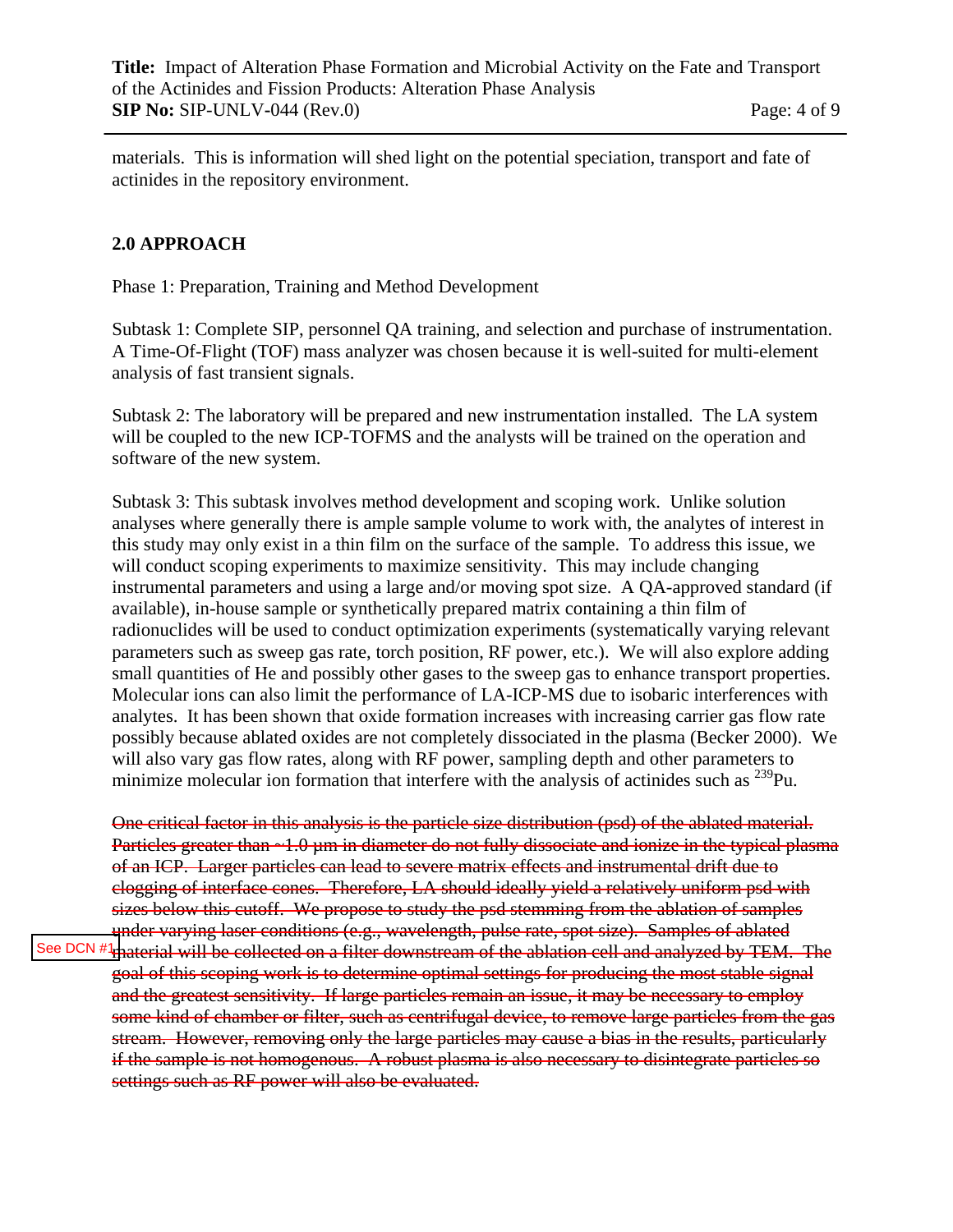materials. This is information will shed light on the potential speciation, transport and fate of actinides in the repository environment.

## 2.0 APPROACH

Phase 1: Preparation, Training and Method Development

Subtask 1: Complete SIP, personnel QA training, and selection and purchase of instrumentation. A Time-Of-Flight (TOF) mass analyzer was chosen because it is well-suited for multi-element analysis of fast transient signals.

Subtask 2: The laboratory will be prepared and new instrumentation installed. The LA system will be coupled to the new ICP-TOFMS and the analysts will be trained on the operation and software of the new system.

Subtask 3: This subtask involves method development and scoping work. Unlike solution analyses where generally there is ample sample volume to work with, the analytes of interest in this study may only exist in a thin film on the surface of the sample. To address this issue, we will conduct scoping experiments to maximize sensitivity. This may include changing instrumental parameters and using a large and/or moving spot size. A QA-approved standard (if available), in-house sample or synthetically prepared matrix containing a thin film of radionuclides will be used to conduct optimization experiments (systematically varying relevant parameters such as sweep gas rate, torch position, RF power, etc.). We will also explore adding small quantities of He and possibly other gases to the sweep gas to enhance transport properties. Molecular ions can also limit the performance of LA-ICP-MS due to isobaric interferences with analytes. It has been shown that oxide formation increases with increasing carrier gas flow rate possibly because ablated oxides are not completely dissociated in the plasma (Becker 2000). We will also vary gas flow rates, along with RF power, sampling depth and other parameters to minimize molecular ion formation that interfere with the analysis of actinides such as $^{239}$Pu.

See DCN #1

~~One critical factor in this analysis is the particle size distribution (psd) of the ablated material. Particles greater than ~1.0 µm in diameter do not fully dissociate and ionize in the typical plasma of an ICP. Larger particles can lead to severe matrix effects and instrumental drift due to clogging of interface cones. Therefore, LA should ideally yield a relatively uniform psd with sizes below this cutoff. We propose to study the psd stemming from the ablation of samples under varying laser conditions (e.g., wavelength, pulse rate, spot size). Samples of ablated material will be collected on a filter downstream of the ablation cell and analyzed by TEM. The goal of this scoping work is to determine optimal settings for producing the most stable signal and the greatest sensitivity. If large particles remain an issue, it may be necessary to employ some kind of chamber or filter, such as centrifugal device, to remove large particles from the gas stream. However, removing only the large particles may cause a bias in the results, particularly if the sample is not homogenous. A robust plasma is also necessary to disintegrate particles so settings such as RF power will also be evaluated.~~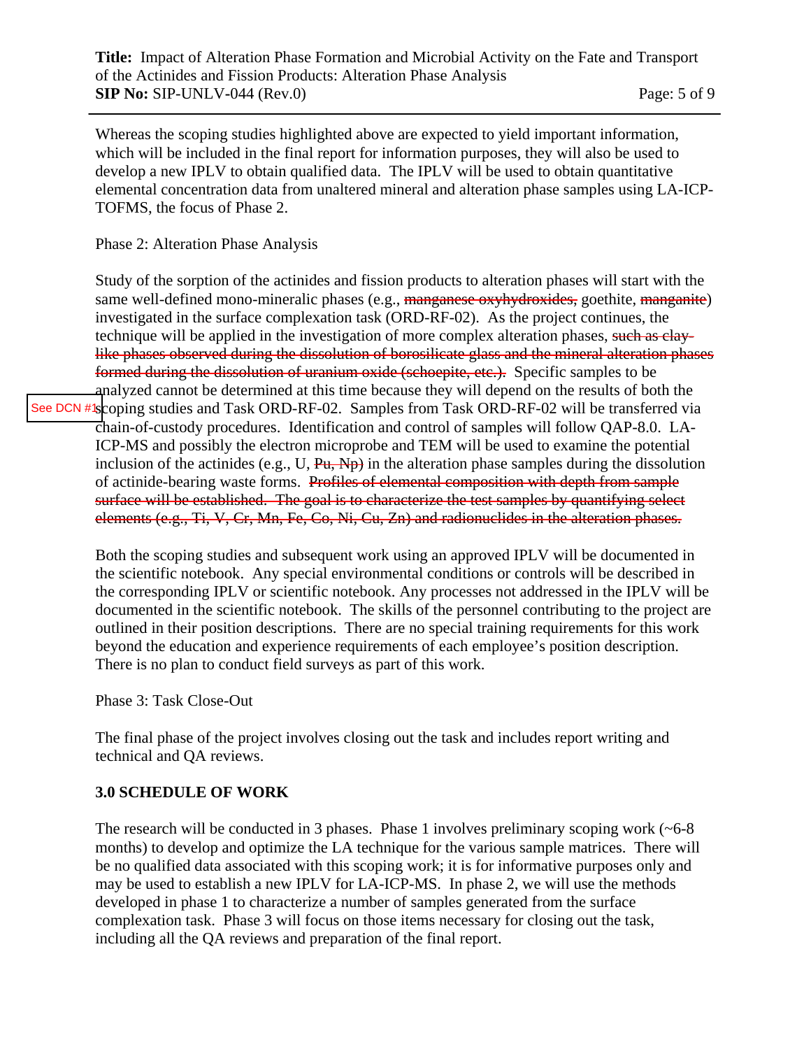Whereas the scoping studies highlighted above are expected to yield important information, which will be included in the final report for information purposes, they will also be used to develop a new IPLV to obtain qualified data. The IPLV will be used to obtain quantitative elemental concentration data from unaltered mineral and alteration phase samples using LA-ICP-TOFMS, the focus of Phase 2.

Phase 2: Alteration Phase Analysis

Study of the sorption of the actinides and fission products to alteration phases will start with the same well-defined mono-mineralic phases (e.g., ~~manganese oxyhydroxides,~~ goethite, ~~manganite~~) investigated in the surface complexation task (ORD-RF-02). As the project continues, the technique will be applied in the investigation of more complex alteration phases, ~~such as clay-like phases observed during the dissolution of borosilicate glass and the mineral alteration phases formed during the dissolution of uranium oxide (schoepite, etc.).~~ Specific samples to be analyzed cannot be determined at this time because they will depend on the results of both the scoping studies and Task ORD-RF-02. Samples from Task ORD-RF-02 will be transferred via chain-of-custody procedures. Identification and control of samples will follow QAP-8.0. LA-ICP-MS and possibly the electron microprobe and TEM will be used to examine the potential inclusion of the actinides (e.g., U, ~~Pu, Np~~) in the alteration phase samples during the dissolution of actinide-bearing waste forms. ~~Profiles of elemental composition with depth from sample surface will be established. The goal is to characterize the test samples by quantifying select elements (e.g., Ti, V, Cr, Mn, Fe, Co, Ni, Cu, Zn) and radionuclides in the alteration phases.~~

See DCN #1

Both the scoping studies and subsequent work using an approved IPLV will be documented in the scientific notebook. Any special environmental conditions or controls will be described in the corresponding IPLV or scientific notebook. Any processes not addressed in the IPLV will be documented in the scientific notebook. The skills of the personnel contributing to the project are outlined in their position descriptions. There are no special training requirements for this work beyond the education and experience requirements of each employee's position description. There is no plan to conduct field surveys as part of this work.

Phase 3: Task Close-Out

The final phase of the project involves closing out the task and includes report writing and technical and QA reviews.

## 3.0 SCHEDULE OF WORK

The research will be conducted in 3 phases. Phase 1 involves preliminary scoping work (~6-8 months) to develop and optimize the LA technique for the various sample matrices. There will be no qualified data associated with this scoping work; it is for informative purposes only and may be used to establish a new IPLV for LA-ICP-MS. In phase 2, we will use the methods developed in phase 1 to characterize a number of samples generated from the surface complexation task. Phase 3 will focus on those items necessary for closing out the task, including all the QA reviews and preparation of the final report.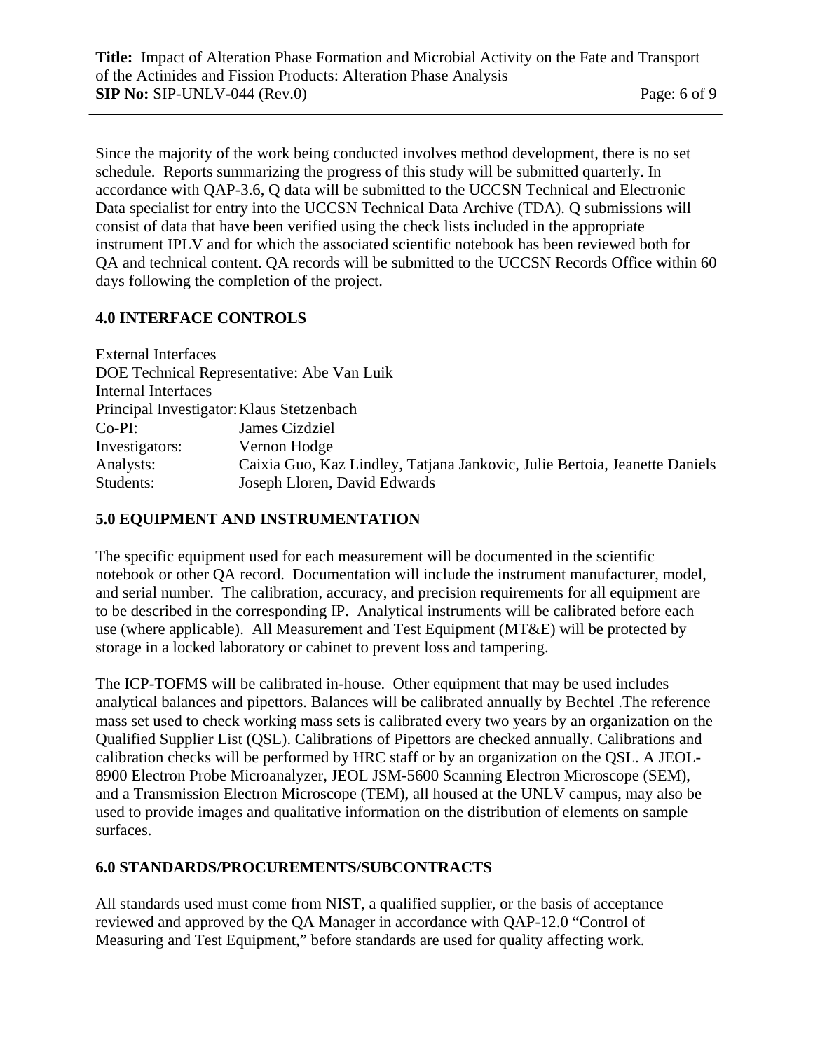Since the majority of the work being conducted involves method development, there is no set schedule. Reports summarizing the progress of this study will be submitted quarterly. In accordance with QAP-3.6, Q data will be submitted to the UCCSN Technical and Electronic Data specialist for entry into the UCCSN Technical Data Archive (TDA). Q submissions will consist of data that have been verified using the check lists included in the appropriate instrument IPLV and for which the associated scientific notebook has been reviewed both for QA and technical content. QA records will be submitted to the UCCSN Records Office within 60 days following the completion of the project.

## 4.0 INTERFACE CONTROLS

External Interfaces
DOE Technical Representative: Abe Van Luik
Internal Interfaces

| | |
|---|---|
| Principal Investigator: | Klaus Stetzenbach |
| Co-PI: | James Cizdziel |
| Investigators: | Vernon Hodge |
| Analysts: | Caixia Guo, Kaz Lindley, Tatjana Jankovic, Julie Bertoia, Jeanette Daniels |
| Students: | Joseph Lloren, David Edwards |

## 5.0 EQUIPMENT AND INSTRUMENTATION

The specific equipment used for each measurement will be documented in the scientific notebook or other QA record. Documentation will include the instrument manufacturer, model, and serial number. The calibration, accuracy, and precision requirements for all equipment are to be described in the corresponding IP. Analytical instruments will be calibrated before each use (where applicable). All Measurement and Test Equipment (MT&E) will be protected by storage in a locked laboratory or cabinet to prevent loss and tampering.

The ICP-TOFMS will be calibrated in-house. Other equipment that may be used includes analytical balances and pipettors. Balances will be calibrated annually by Bechtel .The reference mass set used to check working mass sets is calibrated every two years by an organization on the Qualified Supplier List (QSL). Calibrations of Pipettors are checked annually. Calibrations and calibration checks will be performed by HRC staff or by an organization on the QSL. A JEOL-8900 Electron Probe Microanalyzer, JEOL JSM-5600 Scanning Electron Microscope (SEM), and a Transmission Electron Microscope (TEM), all housed at the UNLV campus, may also be used to provide images and qualitative information on the distribution of elements on sample surfaces.

## 6.0 STANDARDS/PROCUREMENTS/SUBCONTRACTS

All standards used must come from NIST, a qualified supplier, or the basis of acceptance reviewed and approved by the QA Manager in accordance with QAP-12.0 "Control of Measuring and Test Equipment," before standards are used for quality affecting work.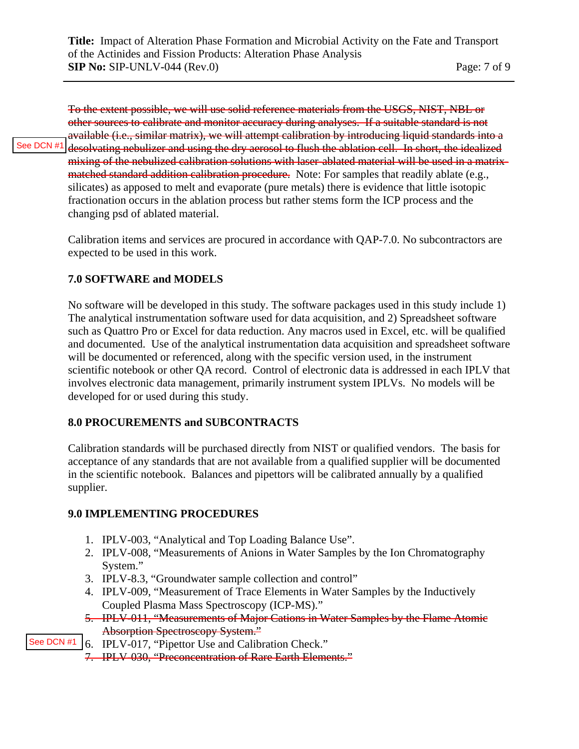~~To the extent possible, we will use solid reference materials from the USGS, NIST, NBL or other sources to calibrate and monitor accuracy during analyses. If a suitable standard is not available (i.e., similar matrix), we will attempt calibration by introducing liquid standards into a desolvating nebulizer and using the dry aerosol to flush the ablation cell. In short, the idealized mixing of the nebulized calibration solutions with laser-ablated material will be used in a matrix-matched standard addition calibration procedure.~~ Note: For samples that readily ablate (e.g., silicates) as apposed to melt and evaporate (pure metals) there is evidence that little isotopic fractionation occurs in the ablation process but rather stems form the ICP process and the changing psd of ablated material.

See DCN #1

Calibration items and services are procured in accordance with QAP-7.0. No subcontractors are expected to be used in this work.

## 7.0 SOFTWARE and MODELS

No software will be developed in this study. The software packages used in this study include 1) The analytical instrumentation software used for data acquisition, and 2) Spreadsheet software such as Quattro Pro or Excel for data reduction. Any macros used in Excel, etc. will be qualified and documented. Use of the analytical instrumentation data acquisition and spreadsheet software will be documented or referenced, along with the specific version used, in the instrument scientific notebook or other QA record. Control of electronic data is addressed in each IPLV that involves electronic data management, primarily instrument system IPLVs. No models will be developed for or used during this study.

## 8.0 PROCUREMENTS and SUBCONTRACTS

Calibration standards will be purchased directly from NIST or qualified vendors. The basis for acceptance of any standards that are not available from a qualified supplier will be documented in the scientific notebook. Balances and pipettors will be calibrated annually by a qualified supplier.

## 9.0 IMPLEMENTING PROCEDURES

1. IPLV-003, "Analytical and Top Loading Balance Use".
2. IPLV-008, "Measurements of Anions in Water Samples by the Ion Chromatography System."
3. IPLV-8.3, "Groundwater sample collection and control"
4. IPLV-009, "Measurement of Trace Elements in Water Samples by the Inductively Coupled Plasma Mass Spectroscopy (ICP-MS)."
5. ~~IPLV-011, "Measurements of Major Cations in Water Samples by the Flame Atomic Absorption Spectroscopy System."~~
6. IPLV-017, "Pipettor Use and Calibration Check."
7. ~~IPLV-030, "Preconcentration of Rare Earth Elements."~~

See DCN #1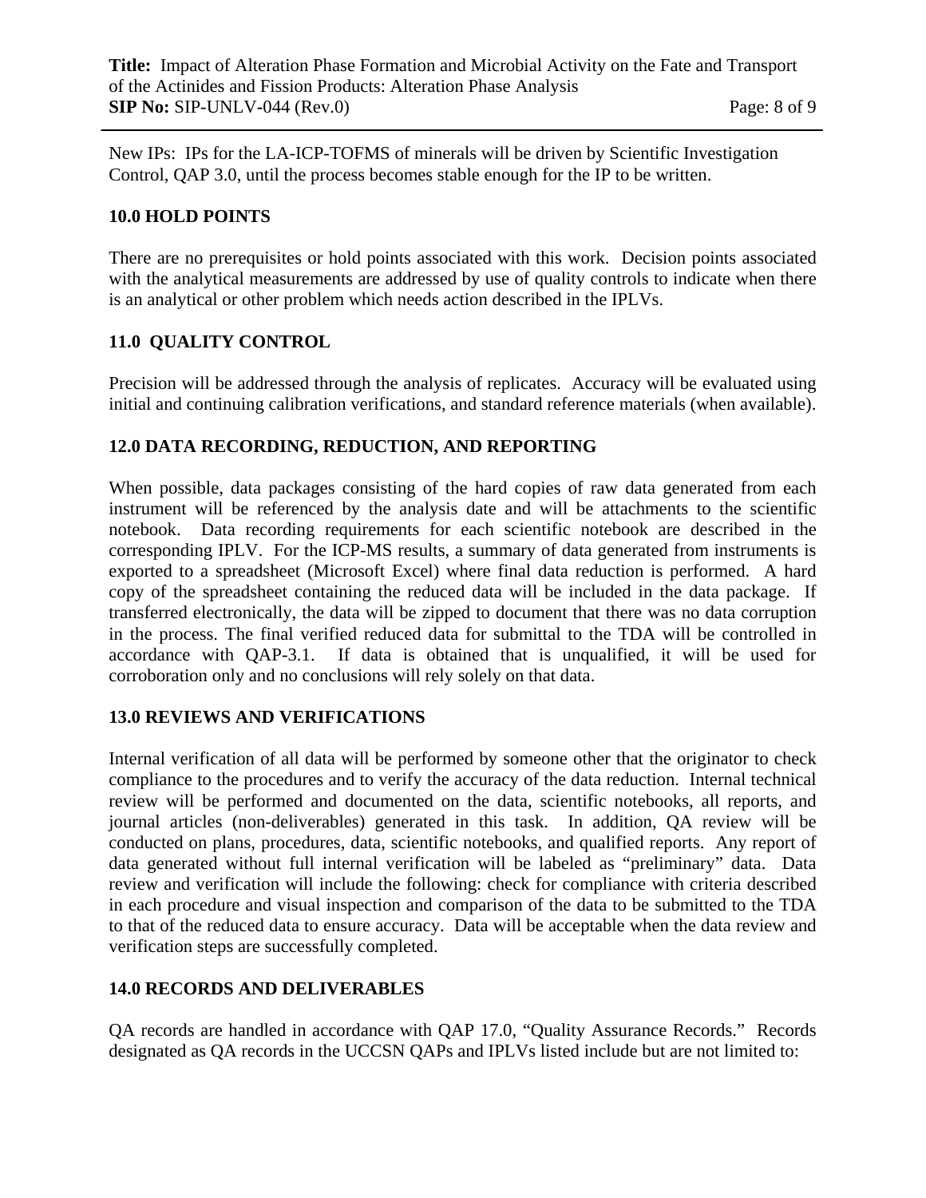New IPs: IPs for the LA-ICP-TOFMS of minerals will be driven by Scientific Investigation Control, QAP 3.0, until the process becomes stable enough for the IP to be written.

## 10.0 HOLD POINTS

There are no prerequisites or hold points associated with this work. Decision points associated with the analytical measurements are addressed by use of quality controls to indicate when there is an analytical or other problem which needs action described in the IPLVs.

## 11.0 QUALITY CONTROL

Precision will be addressed through the analysis of replicates. Accuracy will be evaluated using initial and continuing calibration verifications, and standard reference materials (when available).

## 12.0 DATA RECORDING, REDUCTION, AND REPORTING

When possible, data packages consisting of the hard copies of raw data generated from each instrument will be referenced by the analysis date and will be attachments to the scientific notebook. Data recording requirements for each scientific notebook are described in the corresponding IPLV. For the ICP-MS results, a summary of data generated from instruments is exported to a spreadsheet (Microsoft Excel) where final data reduction is performed. A hard copy of the spreadsheet containing the reduced data will be included in the data package. If transferred electronically, the data will be zipped to document that there was no data corruption in the process. The final verified reduced data for submittal to the TDA will be controlled in accordance with QAP-3.1. If data is obtained that is unqualified, it will be used for corroboration only and no conclusions will rely solely on that data.

## 13.0 REVIEWS AND VERIFICATIONS

Internal verification of all data will be performed by someone other that the originator to check compliance to the procedures and to verify the accuracy of the data reduction. Internal technical review will be performed and documented on the data, scientific notebooks, all reports, and journal articles (non-deliverables) generated in this task. In addition, QA review will be conducted on plans, procedures, data, scientific notebooks, and qualified reports. Any report of data generated without full internal verification will be labeled as "preliminary" data. Data review and verification will include the following: check for compliance with criteria described in each procedure and visual inspection and comparison of the data to be submitted to the TDA to that of the reduced data to ensure accuracy. Data will be acceptable when the data review and verification steps are successfully completed.

## 14.0 RECORDS AND DELIVERABLES

QA records are handled in accordance with QAP 17.0, "Quality Assurance Records." Records designated as QA records in the UCCSN QAPs and IPLVs listed include but are not limited to: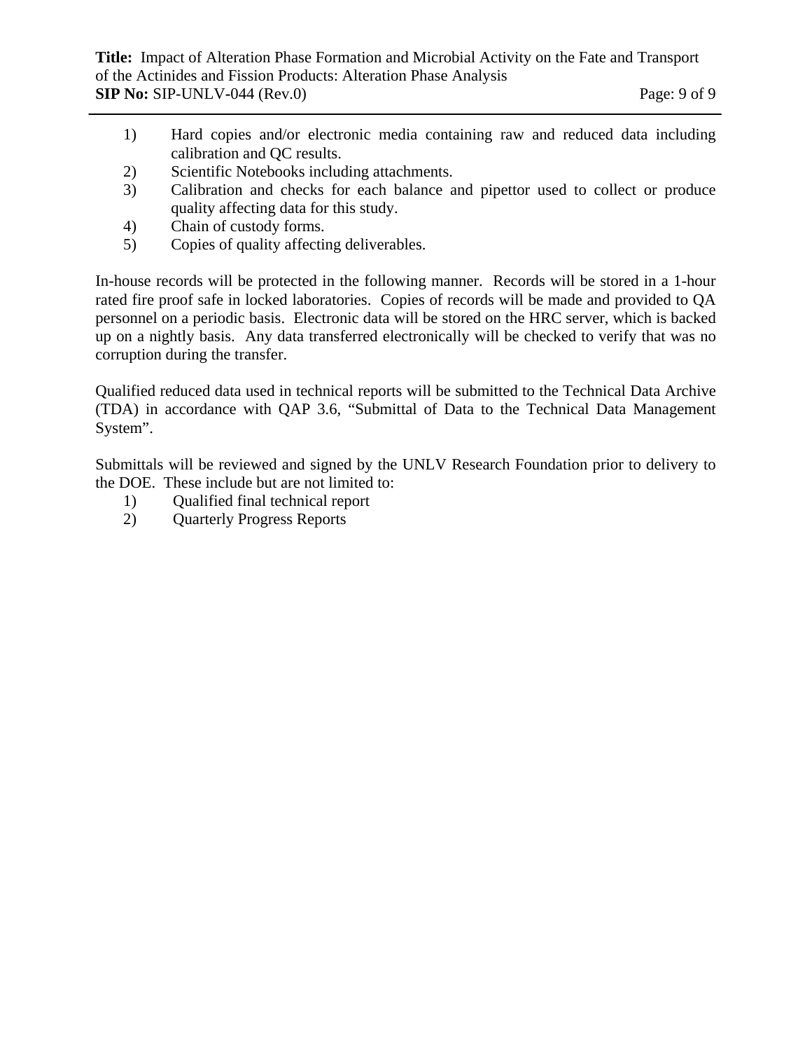1) Hard copies and/or electronic media containing raw and reduced data including calibration and QC results.
2) Scientific Notebooks including attachments.
3) Calibration and checks for each balance and pipettor used to collect or produce quality affecting data for this study.
4) Chain of custody forms.
5) Copies of quality affecting deliverables.

In-house records will be protected in the following manner. Records will be stored in a 1-hour rated fire proof safe in locked laboratories. Copies of records will be made and provided to QA personnel on a periodic basis. Electronic data will be stored on the HRC server, which is backed up on a nightly basis. Any data transferred electronically will be checked to verify that was no corruption during the transfer.

Qualified reduced data used in technical reports will be submitted to the Technical Data Archive (TDA) in accordance with QAP 3.6, "Submittal of Data to the Technical Data Management System".

Submittals will be reviewed and signed by the UNLV Research Foundation prior to delivery to the DOE. These include but are not limited to:

1) Qualified final technical report
2) Quarterly Progress Reports